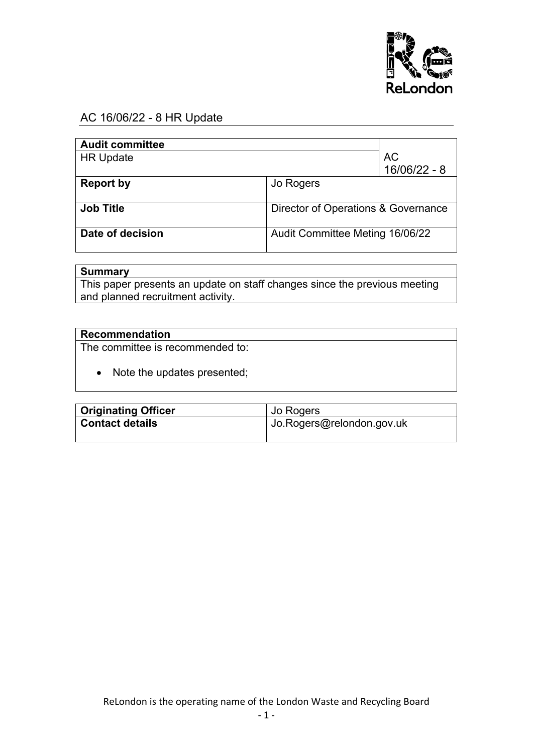# AC 16/06/22 - 8 HR Update

| **Audit committee** | | |
| --- | --- | --- |
| HR Update | | AC 16/06/22 - 8 |
| **Report by** | Jo Rogers | |
| **Job Title** | Director of Operations & Governance | |
| **Date of decision** | Audit Committee Meting 16/06/22 | |

| **Summary** |
| --- |
| This paper presents an update on staff changes since the previous meeting and planned recruitment activity. |

| **Recommendation** |
| --- |
| The committee is recommended to:<br><br>• Note the updates presented; |

| **Originating Officer** | Jo Rogers |
| --- | --- |
| **Contact details** | Jo.Rogers@relondon.gov.uk |

ReLondon is the operating name of the London Waste and Recycling Board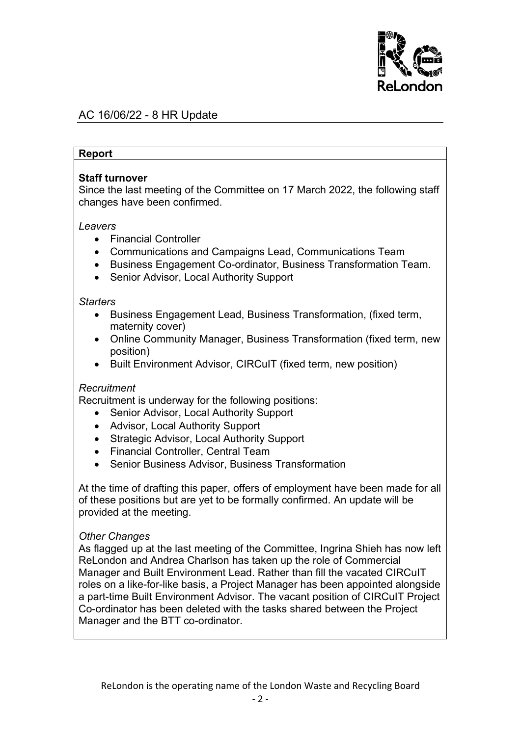## AC 16/06/22 - 8 HR Update

**Report**

**Staff turnover**

Since the last meeting of the Committee on 17 March 2022, the following staff changes have been confirmed.

*Leavers*

- Financial Controller
- Communications and Campaigns Lead, Communications Team
- Business Engagement Co-ordinator, Business Transformation Team.
- Senior Advisor, Local Authority Support

*Starters*

- Business Engagement Lead, Business Transformation, (fixed term, maternity cover)
- Online Community Manager, Business Transformation (fixed term, new position)
- Built Environment Advisor, CIRCuIT (fixed term, new position)

*Recruitment*

Recruitment is underway for the following positions:

- Senior Advisor, Local Authority Support
- Advisor, Local Authority Support
- Strategic Advisor, Local Authority Support
- Financial Controller, Central Team
- Senior Business Advisor, Business Transformation

At the time of drafting this paper, offers of employment have been made for all of these positions but are yet to be formally confirmed. An update will be provided at the meeting.

*Other Changes*

As flagged up at the last meeting of the Committee, Ingrina Shieh has now left ReLondon and Andrea Charlson has taken up the role of Commercial Manager and Built Environment Lead. Rather than fill the vacated CIRCuIT roles on a like-for-like basis, a Project Manager has been appointed alongside a part-time Built Environment Advisor. The vacant position of CIRCuIT Project Co-ordinator has been deleted with the tasks shared between the Project Manager and the BTT co-ordinator.

ReLondon is the operating name of the London Waste and Recycling Board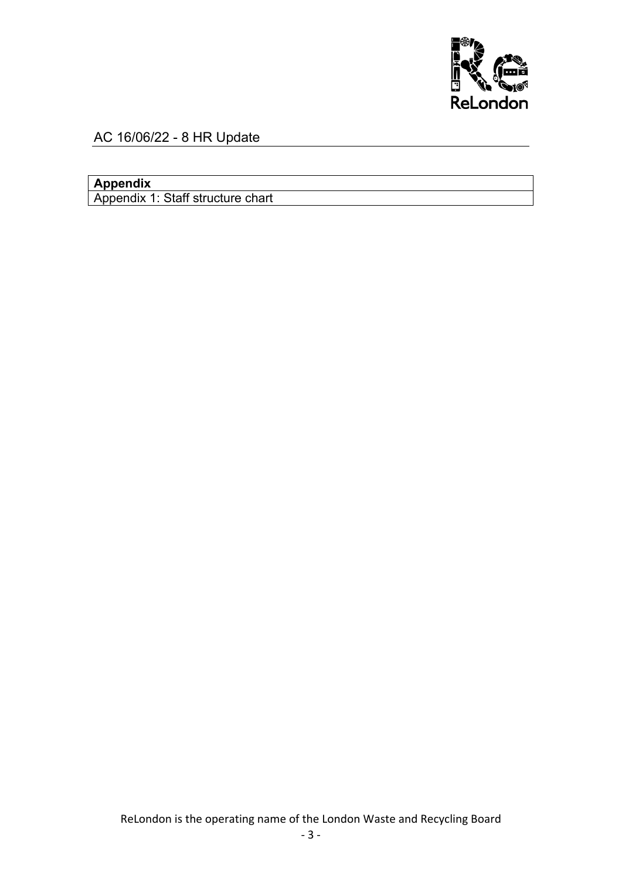AC 16/06/22 - 8 HR Update

| **Appendix** |
| --- |
| Appendix 1: Staff structure chart |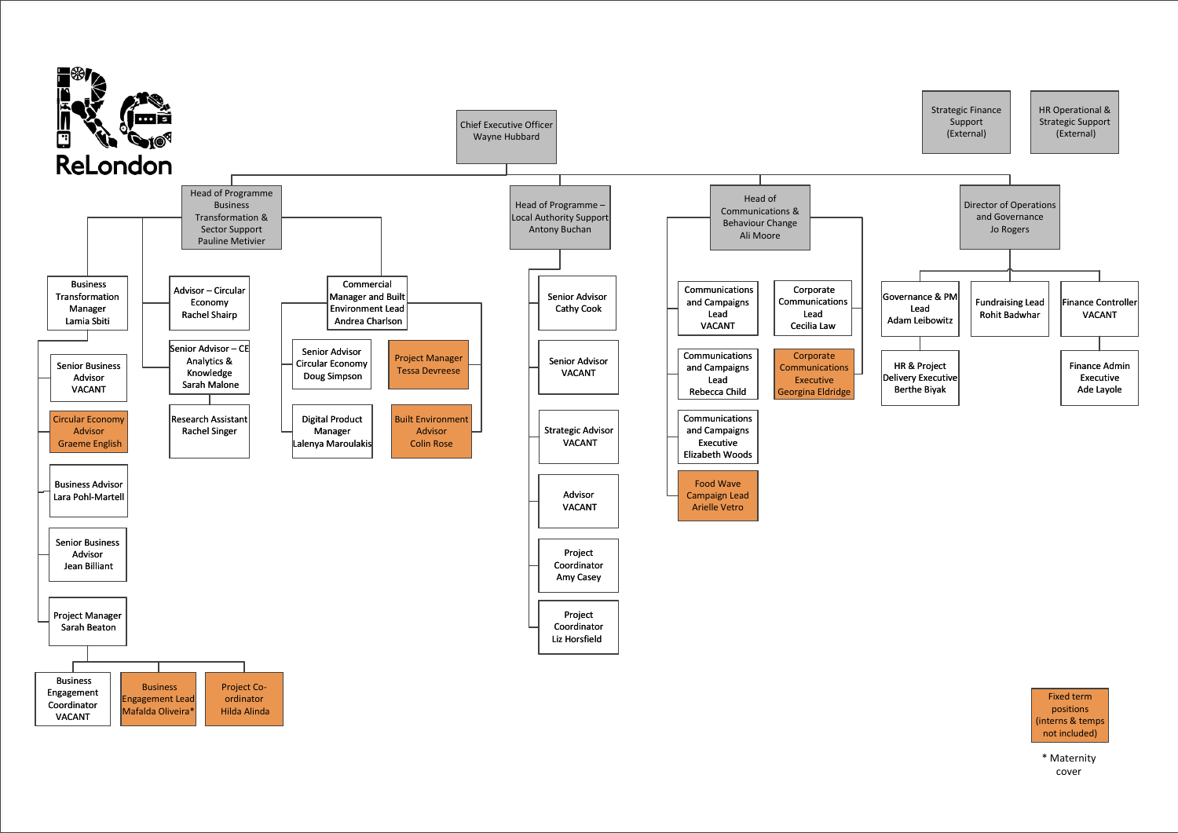ReLondon

- Chief Executive Officer – Wayne Hubbard
  - Strategic Finance Support (External)
  - HR Operational & Strategic Support (External)
  - Head of Programme Business Transformation & Sector Support – Pauline Metivier
    - Business Transformation Manager – Lamia Sbiti
      - Senior Business Advisor – VACANT
      - Circular Economy Advisor – Graeme English
      - Business Advisor – Lara Pohl-Martell
      - Senior Business Advisor – Jean Billiant
      - Project Manager – Sarah Beaton
        - Business Engagement Coordinator – VACANT
        - Business Engagement Lead – Mafalda Oliveira*
        - Project Co-ordinator – Hilda Alinda
    - Advisor – Circular Economy – Rachel Shairp
    - Senior Advisor – CE Analytics & Knowledge – Sarah Malone
      - Research Assistant – Rachel Singer
    - Commercial Manager and Built Environment Lead – Andrea Charlson
      - Senior Advisor Circular Economy – Doug Simpson
      - Digital Product Manager – Lalenya Maroulakis
      - Project Manager – Tessa Devreese
      - Built Environment Advisor – Colin Rose
  - Head of Programme – Local Authority Support – Antony Buchan
    - Senior Advisor – Cathy Cook
    - Senior Advisor – VACANT
    - Strategic Advisor – VACANT
    - Advisor – VACANT
    - Project Coordinator – Amy Casey
    - Project Coordinator – Liz Horsfield
  - Head of Communications & Behaviour Change – Ali Moore
    - Communications and Campaigns Lead – VACANT
    - Communications and Campaigns Lead – Rebecca Child
    - Communications and Campaigns Executive – Elizabeth Woods
    - Food Wave Campaign Lead – Arielle Vetro
    - Corporate Communications Lead – Cecilia Law
    - Corporate Communications Executive – Georgina Eldridge
  - Director of Operations and Governance – Jo Rogers
    - Governance & PM Lead – Adam Leibowitz
      - HR & Project Delivery Executive – Berthe Biyak
    - Fundraising Lead – Rohit Badwhar
    - Finance Controller – VACANT
      - Finance Admin Executive – Ade Layole

Fixed term positions (interns & temps not included)

\* Maternity cover